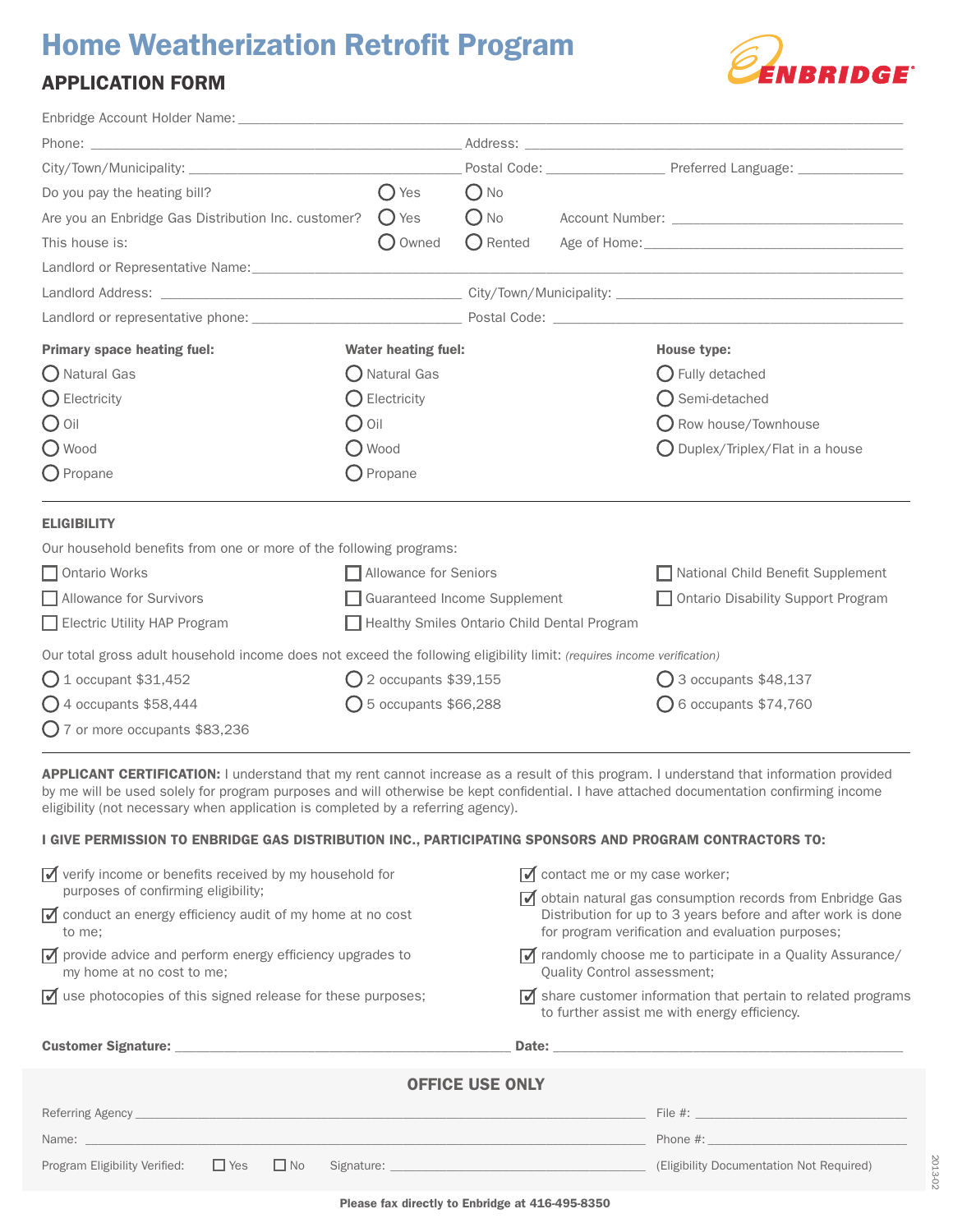# Home Weatherization Retrofit Program

## APPLICATION FORM

ENBRIDGE

Enbridge Account Holder Name: ______________________________

Phone: ______________________________ Address: ______________________________

City/Town/Municipality: ______________________________ Postal Code: ______________ Preferred Language: ______________

Do you pay the heating bill? ○ Yes ○ No

Are you an Enbridge Gas Distribution Inc. customer? ○ Yes ○ No Account Number: ______________________________

This house is: ○ Owned ○ Rented Age of Home: ______________________________

Landlord or Representative Name: ______________________________

Landlord Address: ______________________________ City/Town/Municipality: ______________________________

Landlord or representative phone: ______________________________ Postal Code: ______________________________

| Primary space heating fuel: | Water heating fuel: | House type: |
|---|---|---|
| ○ Natural Gas | ○ Natural Gas | ○ Fully detached |
| ○ Electricity | ○ Electricity | ○ Semi-detached |
| ○ Oil | ○ Oil | ○ Row house/Townhouse |
| ○ Wood | ○ Wood | ○ Duplex/Triplex/Flat in a house |
| ○ Propane | ○ Propane | |

### ELIGIBILITY

Our household benefits from one or more of the following programs:

- ☐ Ontario Works
- ☐ Allowance for Seniors
- ☐ National Child Benefit Supplement
- ☐ Allowance for Survivors
- ☐ Guaranteed Income Supplement
- ☐ Ontario Disability Support Program
- ☐ Electric Utility HAP Program
- ☐ Healthy Smiles Ontario Child Dental Program

Our total gross adult household income does not exceed the following eligibility limit: *(requires income verification)*

- ○ 1 occupant $31,452
- ○ 2 occupants $39,155
- ○ 3 occupants $48,137
- ○ 4 occupants $58,444
- ○ 5 occupants $66,288
- ○ 6 occupants $74,760
- ○ 7 or more occupants $83,236

**APPLICANT CERTIFICATION:** I understand that my rent cannot increase as a result of this program. I understand that information provided by me will be used solely for program purposes and will otherwise be kept confidential. I have attached documentation confirming income eligibility (not necessary when application is completed by a referring agency).

**I GIVE PERMISSION TO ENBRIDGE GAS DISTRIBUTION INC., PARTICIPATING SPONSORS AND PROGRAM CONTRACTORS TO:**

- ☑ verify income or benefits received by my household for purposes of confirming eligibility;
- ☑ conduct an energy efficiency audit of my home at no cost to me;
- ☑ provide advice and perform energy efficiency upgrades to my home at no cost to me;
- ☑ use photocopies of this signed release for these purposes;
- ☑ contact me or my case worker;
- ☑ obtain natural gas consumption records from Enbridge Gas Distribution for up to 3 years before and after work is done for program verification and evaluation purposes;
- ☑ randomly choose me to participate in a Quality Assurance/ Quality Control assessment;
- ☑ share customer information that pertain to related programs to further assist me with energy efficiency.

**Customer Signature:** ______________________________ **Date:** ______________________________

### OFFICE USE ONLY

Referring Agency ______________________________ File #: ______________________________

Name: ______________________________ Phone #: ______________________________

Program Eligibility Verified: ☐ Yes ☐ No Signature: ______________________________ (Eligibility Documentation Not Required)

2013-02

**Please fax directly to Enbridge at 416-495-8350**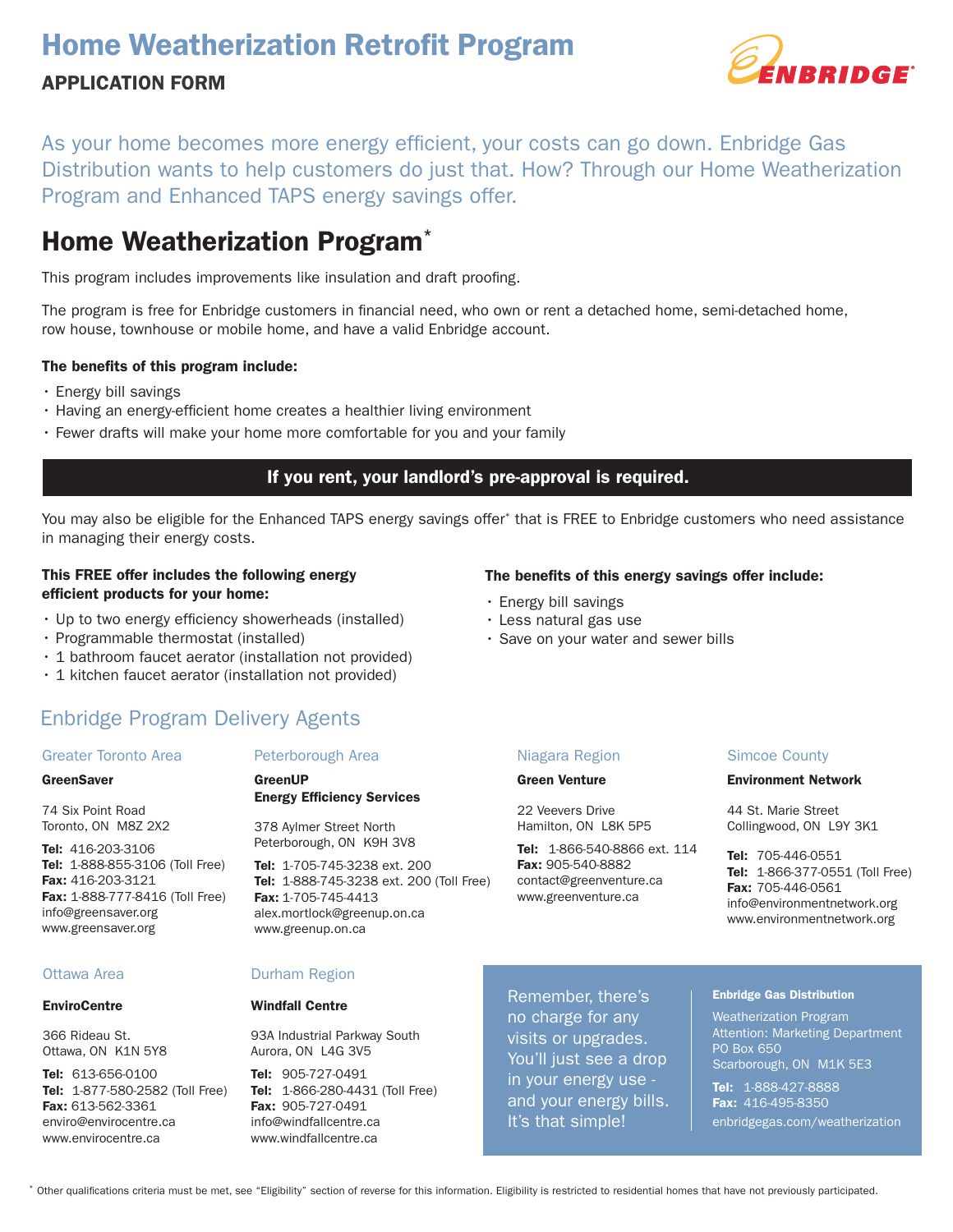# Home Weatherization Retrofit Program

## APPLICATION FORM

As your home becomes more energy efficient, your costs can go down. Enbridge Gas Distribution wants to help customers do just that. How? Through our Home Weatherization Program and Enhanced TAPS energy savings offer.

## Home Weatherization Program*

This program includes improvements like insulation and draft proofing.

The program is free for Enbridge customers in financial need, who own or rent a detached home, semi-detached home, row house, townhouse or mobile home, and have a valid Enbridge account.

**The benefits of this program include:**

- Energy bill savings
- Having an energy-efficient home creates a healthier living environment
- Fewer drafts will make your home more comfortable for you and your family

**If you rent, your landlord's pre-approval is required.**

You may also be eligible for the Enhanced TAPS energy savings offer* that is FREE to Enbridge customers who need assistance in managing their energy costs.

**This FREE offer includes the following energy efficient products for your home:**

- Up to two energy efficiency showerheads (installed)
- Programmable thermostat (installed)
- 1 bathroom faucet aerator (installation not provided)
- 1 kitchen faucet aerator (installation not provided)

**The benefits of this energy savings offer include:**

- Energy bill savings
- Less natural gas use
- Save on your water and sewer bills

## Enbridge Program Delivery Agents

### Greater Toronto Area

**GreenSaver**

74 Six Point Road
Toronto, ON M8Z 2X2

**Tel:** 416-203-3106
**Tel:** 1-888-855-3106 (Toll Free)
**Fax:** 416-203-3121
**Fax:** 1-888-777-8416 (Toll Free)
info@greensaver.org
www.greensaver.org

### Peterborough Area

**GreenUP Energy Efficiency Services**

378 Aylmer Street North
Peterborough, ON K9H 3V8

**Tel:** 1-705-745-3238 ext. 200
**Tel:** 1-888-745-3238 ext. 200 (Toll Free)
**Fax:** 1-705-745-4413
alex.mortlock@greenup.on.ca
www.greenup.on.ca

### Niagara Region

**Green Venture**

22 Veevers Drive
Hamilton, ON L8K 5P5

**Tel:** 1-866-540-8866 ext. 114
**Fax:** 905-540-8882
contact@greenventure.ca
www.greenventure.ca

### Simcoe County

**Environment Network**

44 St. Marie Street
Collingwood, ON L9Y 3K1

**Tel:** 705-446-0551
**Tel:** 1-866-377-0551 (Toll Free)
**Fax:** 705-446-0561
info@environmentnetwork.org
www.environmentnetwork.org

### Ottawa Area

**EnviroCentre**

366 Rideau St.
Ottawa, ON K1N 5Y8

**Tel:** 613-656-0100
**Tel:** 1-877-580-2582 (Toll Free)
**Fax:** 613-562-3361
enviro@envirocentre.ca
www.envirocentre.ca

### Durham Region

**Windfall Centre**

93A Industrial Parkway South
Aurora, ON L4G 3V5

**Tel:** 905-727-0491
**Tel:** 1-866-280-4431 (Toll Free)
**Fax:** 905-727-0491
info@windfallcentre.ca
www.windfallcentre.ca

Remember, there's no charge for any visits or upgrades. You'll just see a drop in your energy use - and your energy bills. It's that simple!

**Enbridge Gas Distribution**

Weatherization Program
Attention: Marketing Department
PO Box 650
Scarborough, ON M1K 5E3

**Tel:** 1-888-427-8888
**Fax:** 416-495-8350
enbridgegas.com/weatherization

* Other qualifications criteria must be met, see "Eligibility" section of reverse for this information. Eligibility is restricted to residential homes that have not previously participated.